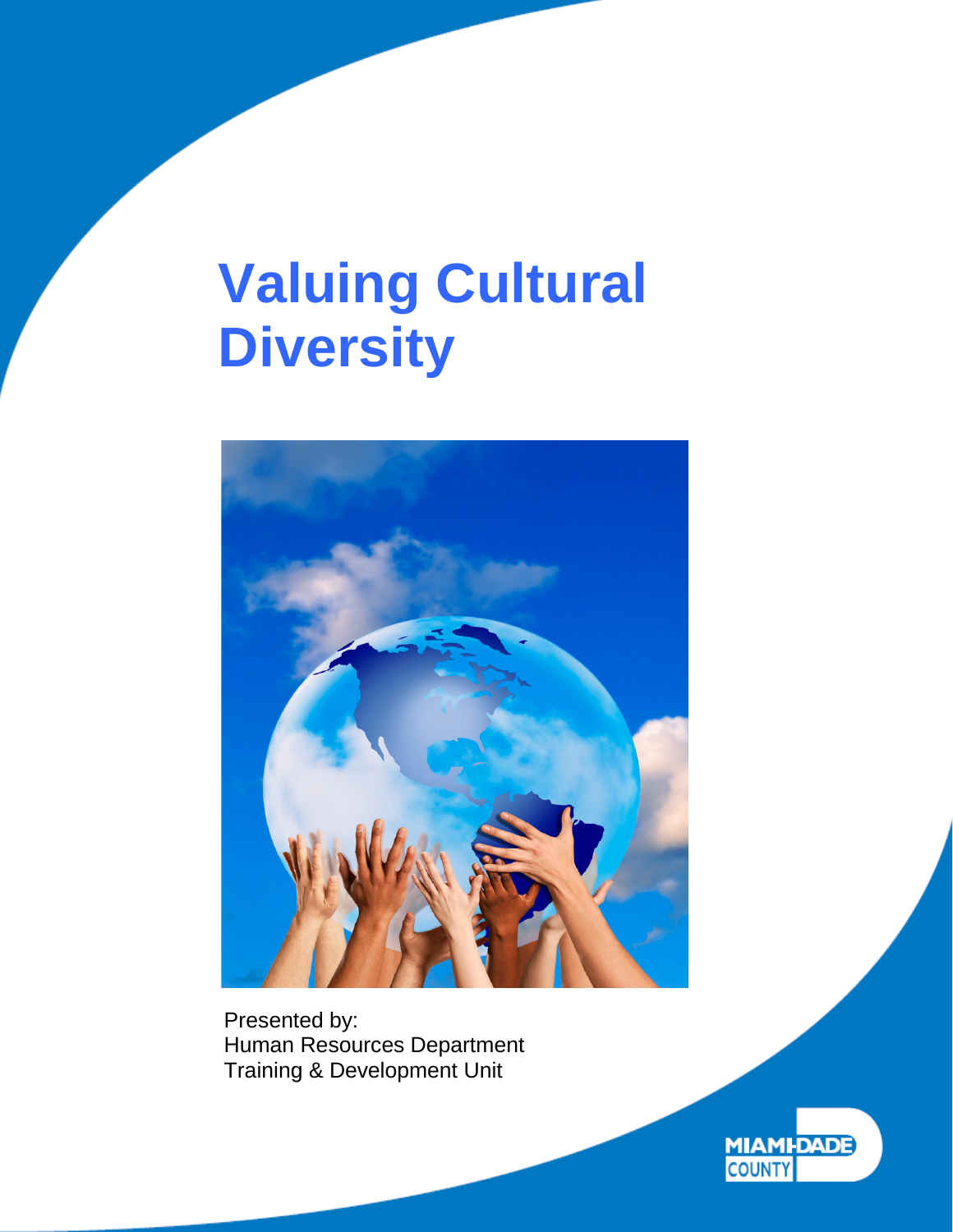# Valuing Cultural Diversity

Presented by:
Human Resources Department
Training & Development Unit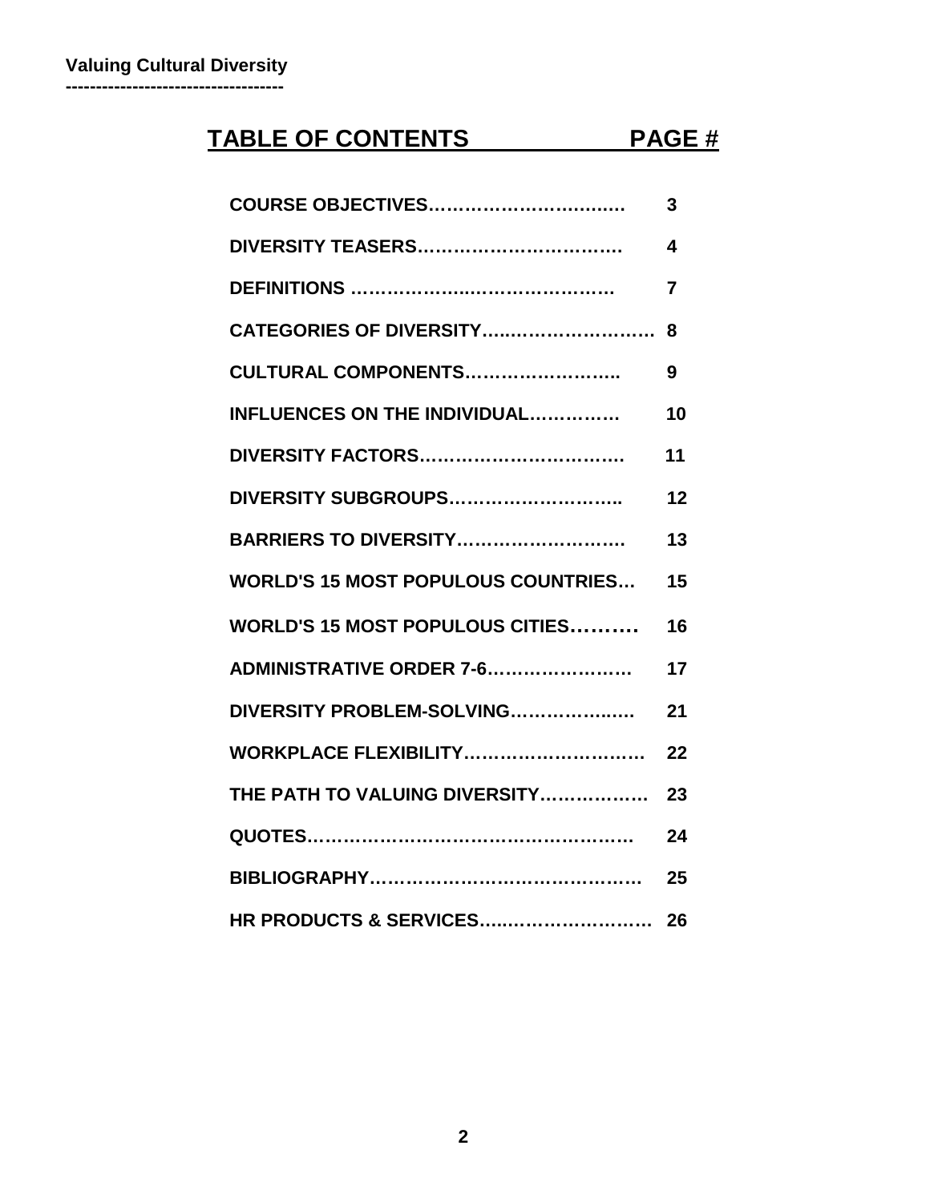# TABLE OF CONTENTS PAGE #

| TABLE OF CONTENTS | PAGE # |
|---|---|
| COURSE OBJECTIVES | 3 |
| DIVERSITY TEASERS | 4 |
| DEFINITIONS | 7 |
| CATEGORIES OF DIVERSITY | 8 |
| CULTURAL COMPONENTS | 9 |
| INFLUENCES ON THE INDIVIDUAL | 10 |
| DIVERSITY FACTORS | 11 |
| DIVERSITY SUBGROUPS | 12 |
| BARRIERS TO DIVERSITY | 13 |
| WORLD'S 15 MOST POPULOUS COUNTRIES | 15 |
| WORLD'S 15 MOST POPULOUS CITIES | 16 |
| ADMINISTRATIVE ORDER 7-6 | 17 |
| DIVERSITY PROBLEM-SOLVING | 21 |
| WORKPLACE FLEXIBILITY | 22 |
| THE PATH TO VALUING DIVERSITY | 23 |
| QUOTES | 24 |
| BIBLIOGRAPHY | 25 |
| HR PRODUCTS & SERVICES | 26 |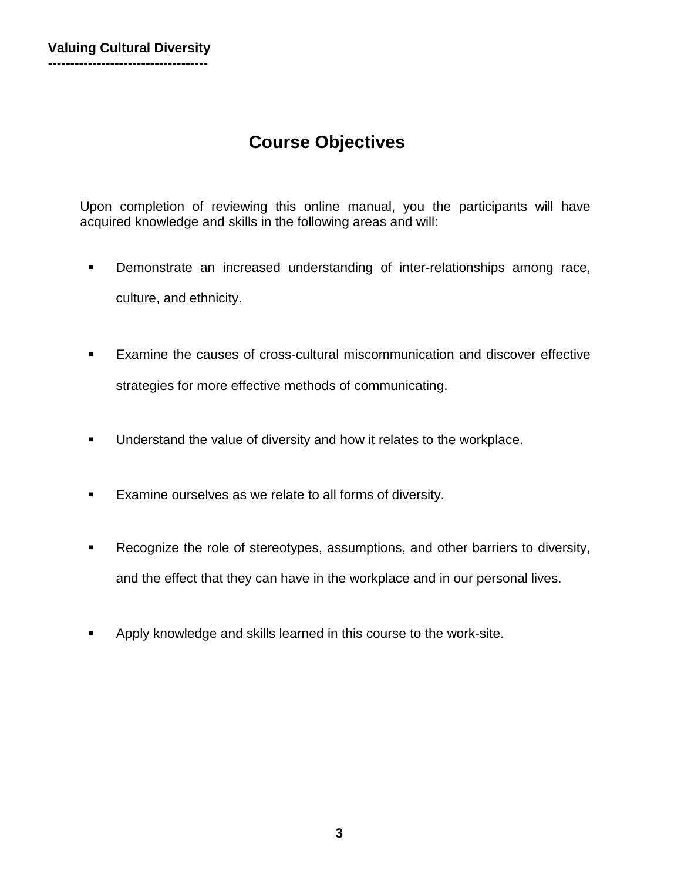# Course Objectives

Upon completion of reviewing this online manual, you the participants will have acquired knowledge and skills in the following areas and will:

- Demonstrate an increased understanding of inter-relationships among race, culture, and ethnicity.
- Examine the causes of cross-cultural miscommunication and discover effective strategies for more effective methods of communicating.
- Understand the value of diversity and how it relates to the workplace.
- Examine ourselves as we relate to all forms of diversity.
- Recognize the role of stereotypes, assumptions, and other barriers to diversity, and the effect that they can have in the workplace and in our personal lives.
- Apply knowledge and skills learned in this course to the work-site.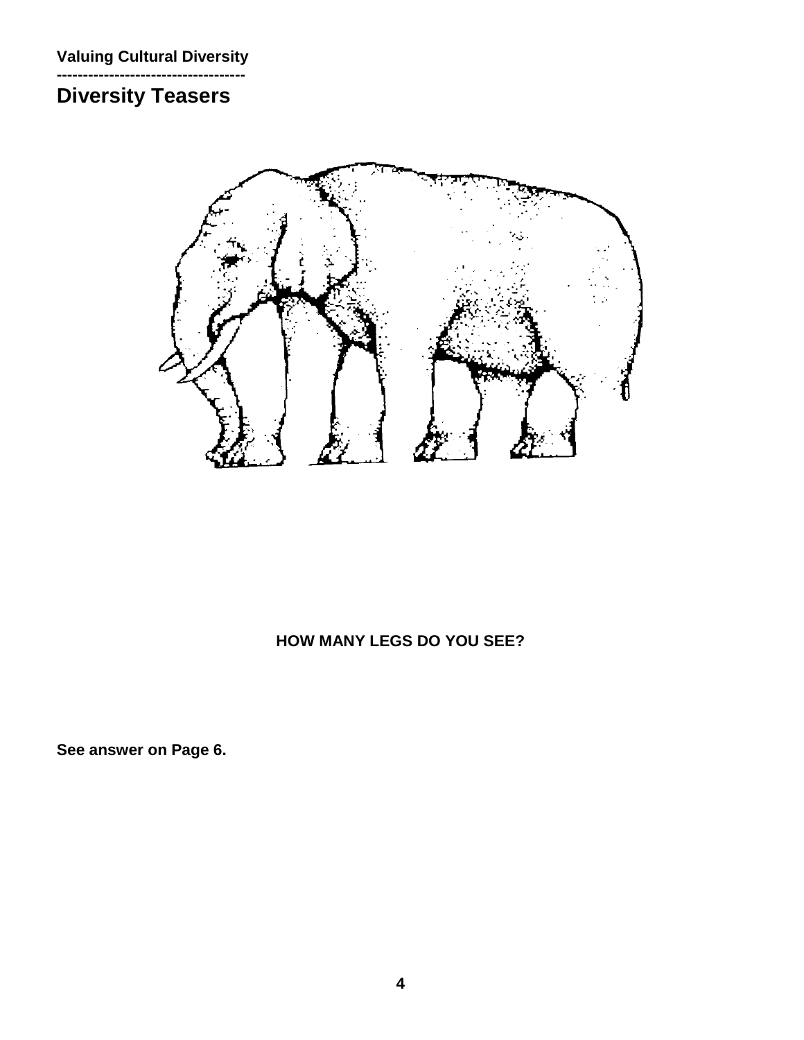**Valuing Cultural Diversity**

------------------------------------

# Diversity Teasers

**HOW MANY LEGS DO YOU SEE?**

**See answer on Page 6.**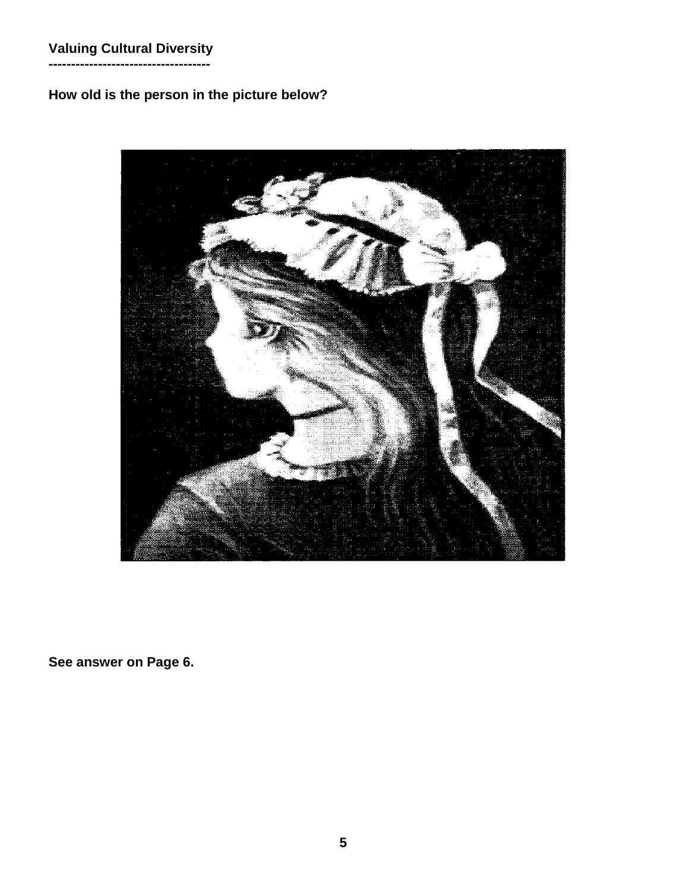**Valuing Cultural Diversity**

------------------------------------

**How old is the person in the picture below?**

**See answer on Page 6.**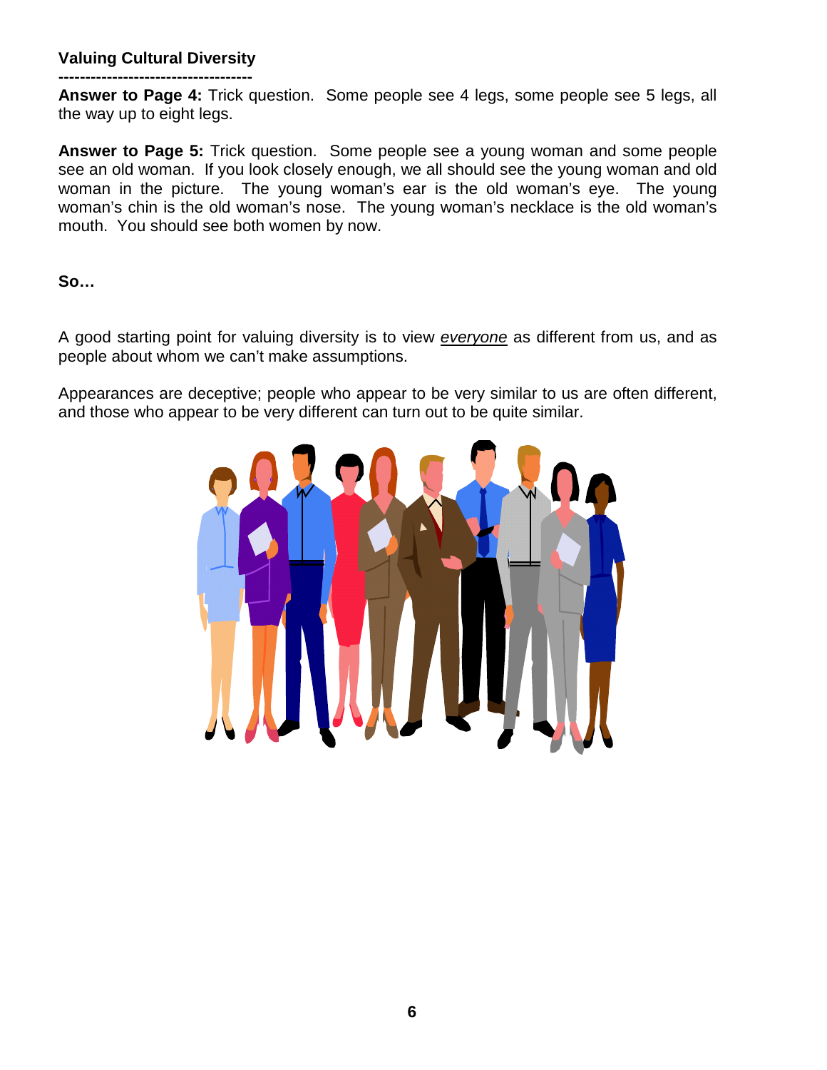**Valuing Cultural Diversity**

------------------------------------

**Answer to Page 4:** Trick question. Some people see 4 legs, some people see 5 legs, all the way up to eight legs.

**Answer to Page 5:** Trick question. Some people see a young woman and some people see an old woman. If you look closely enough, we all should see the young woman and old woman in the picture. The young woman's ear is the old woman's eye. The young woman's chin is the old woman's nose. The young woman's necklace is the old woman's mouth. You should see both women by now.

**So…**

A good starting point for valuing diversity is to view *everyone* as different from us, and as people about whom we can't make assumptions.

Appearances are deceptive; people who appear to be very similar to us are often different, and those who appear to be very different can turn out to be quite similar.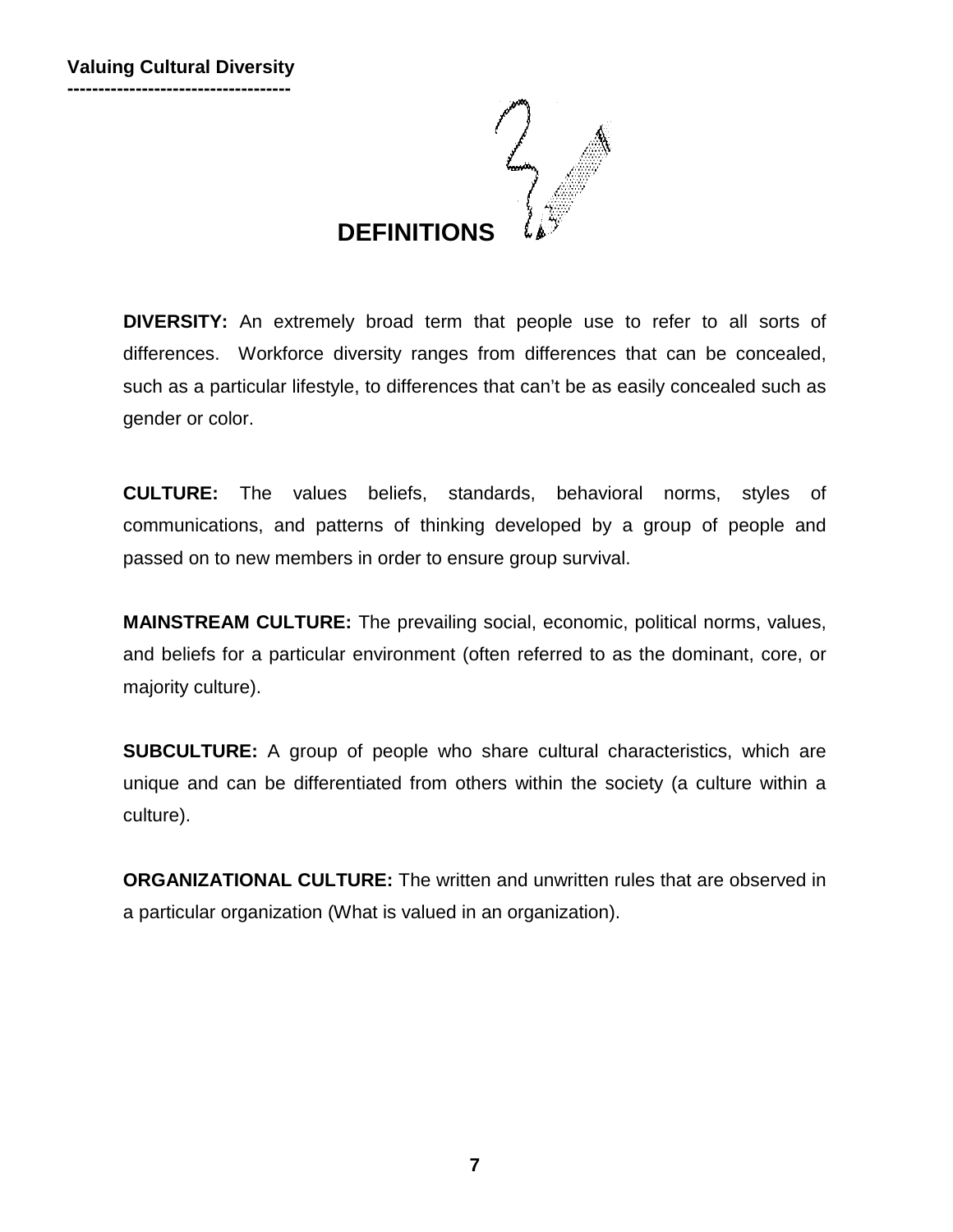# DEFINITIONS

**DIVERSITY:** An extremely broad term that people use to refer to all sorts of differences. Workforce diversity ranges from differences that can be concealed, such as a particular lifestyle, to differences that can't be as easily concealed such as gender or color.

**CULTURE:** The values beliefs, standards, behavioral norms, styles of communications, and patterns of thinking developed by a group of people and passed on to new members in order to ensure group survival.

**MAINSTREAM CULTURE:** The prevailing social, economic, political norms, values, and beliefs for a particular environment (often referred to as the dominant, core, or majority culture).

**SUBCULTURE:** A group of people who share cultural characteristics, which are unique and can be differentiated from others within the society (a culture within a culture).

**ORGANIZATIONAL CULTURE:** The written and unwritten rules that are observed in a particular organization (What is valued in an organization).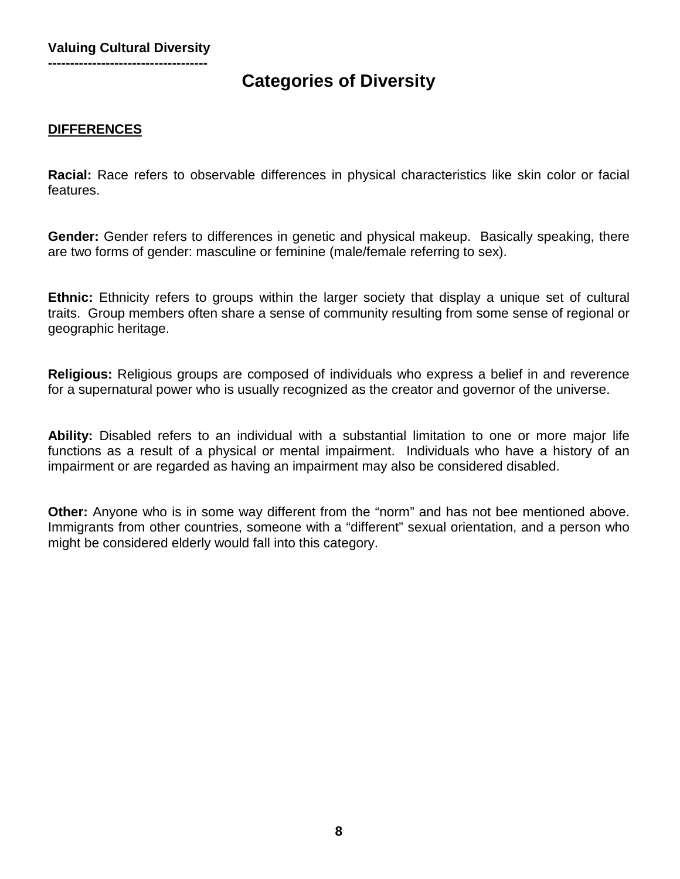## Categories of Diversity

**DIFFERENCES**

**Racial:** Race refers to observable differences in physical characteristics like skin color or facial features.

**Gender:** Gender refers to differences in genetic and physical makeup. Basically speaking, there are two forms of gender: masculine or feminine (male/female referring to sex).

**Ethnic:** Ethnicity refers to groups within the larger society that display a unique set of cultural traits. Group members often share a sense of community resulting from some sense of regional or geographic heritage.

**Religious:** Religious groups are composed of individuals who express a belief in and reverence for a supernatural power who is usually recognized as the creator and governor of the universe.

**Ability:** Disabled refers to an individual with a substantial limitation to one or more major life functions as a result of a physical or mental impairment. Individuals who have a history of an impairment or are regarded as having an impairment may also be considered disabled.

**Other:** Anyone who is in some way different from the "norm" and has not bee mentioned above. Immigrants from other countries, someone with a "different" sexual orientation, and a person who might be considered elderly would fall into this category.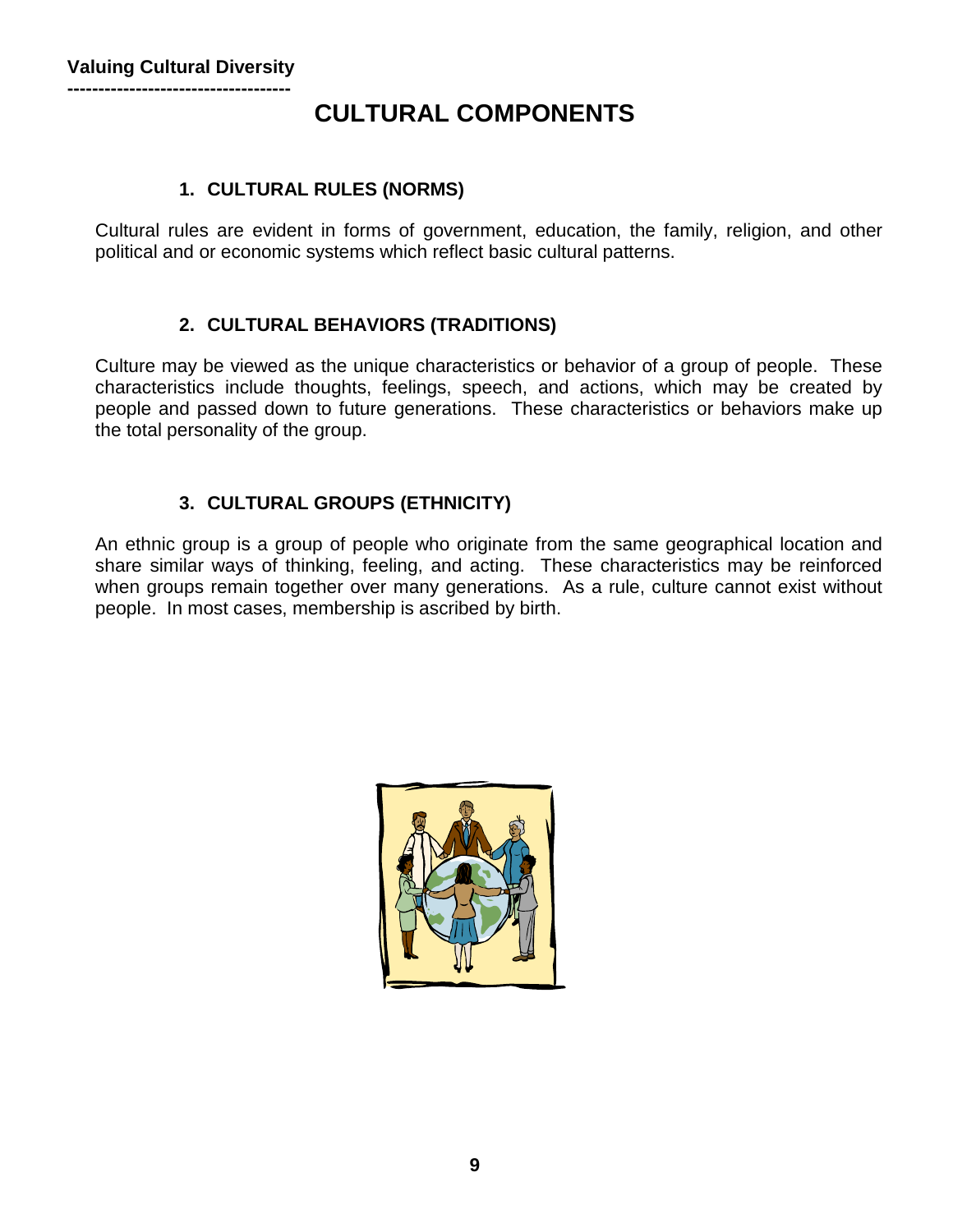# CULTURAL COMPONENTS

## 1. CULTURAL RULES (NORMS)

Cultural rules are evident in forms of government, education, the family, religion, and other political and or economic systems which reflect basic cultural patterns.

## 2. CULTURAL BEHAVIORS (TRADITIONS)

Culture may be viewed as the unique characteristics or behavior of a group of people. These characteristics include thoughts, feelings, speech, and actions, which may be created by people and passed down to future generations. These characteristics or behaviors make up the total personality of the group.

## 3. CULTURAL GROUPS (ETHNICITY)

An ethnic group is a group of people who originate from the same geographical location and share similar ways of thinking, feeling, and acting. These characteristics may be reinforced when groups remain together over many generations. As a rule, culture cannot exist without people. In most cases, membership is ascribed by birth.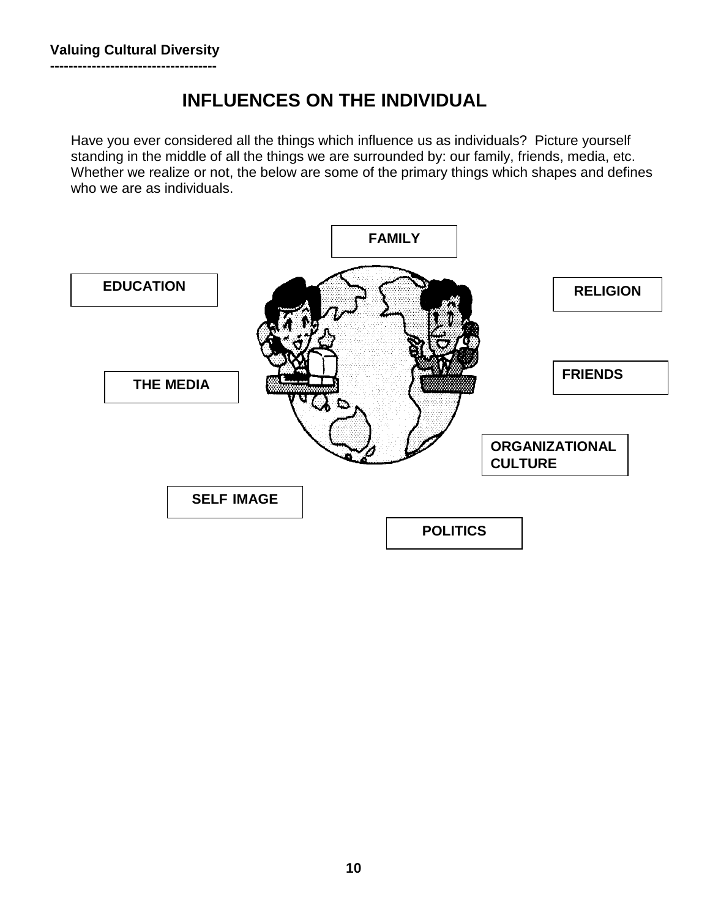**Valuing Cultural Diversity**

# INFLUENCES ON THE INDIVIDUAL

Have you ever considered all the things which influence us as individuals? Picture yourself standing in the middle of all the things we are surrounded by: our family, friends, media, etc. Whether we realize or not, the below are some of the primary things which shapes and defines who we are as individuals.

**FAMILY**

**EDUCATION**

**RELIGION**

**THE MEDIA**

**FRIENDS**

**ORGANIZATIONAL CULTURE**

**SELF IMAGE**

**POLITICS**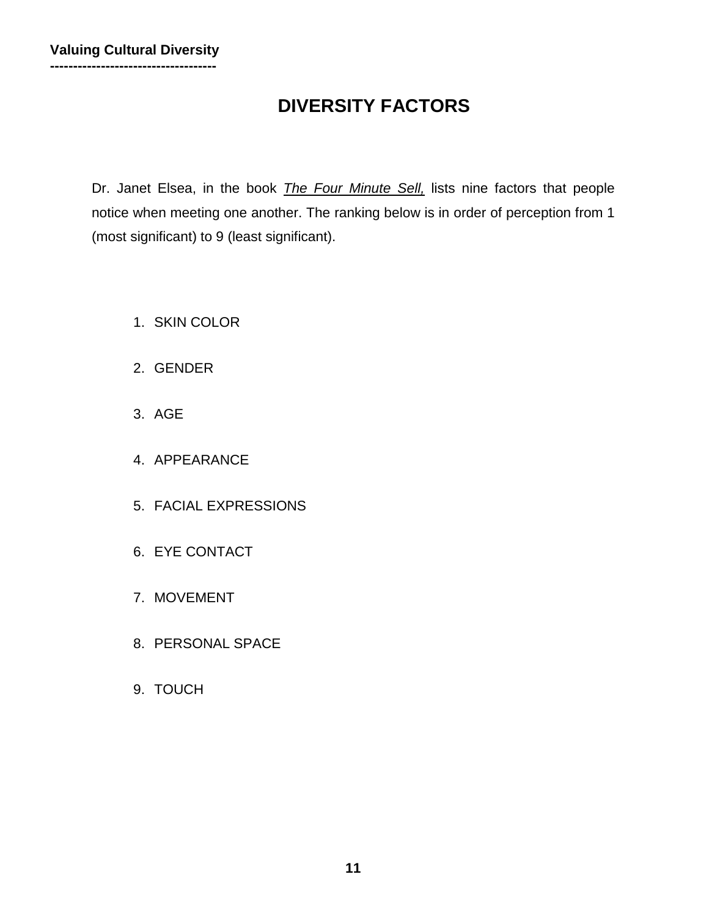# DIVERSITY FACTORS

Dr. Janet Elsea, in the book *The Four Minute Sell,* lists nine factors that people notice when meeting one another. The ranking below is in order of perception from 1 (most significant) to 9 (least significant).

1. SKIN COLOR
2. GENDER
3. AGE
4. APPEARANCE
5. FACIAL EXPRESSIONS
6. EYE CONTACT
7. MOVEMENT
8. PERSONAL SPACE
9. TOUCH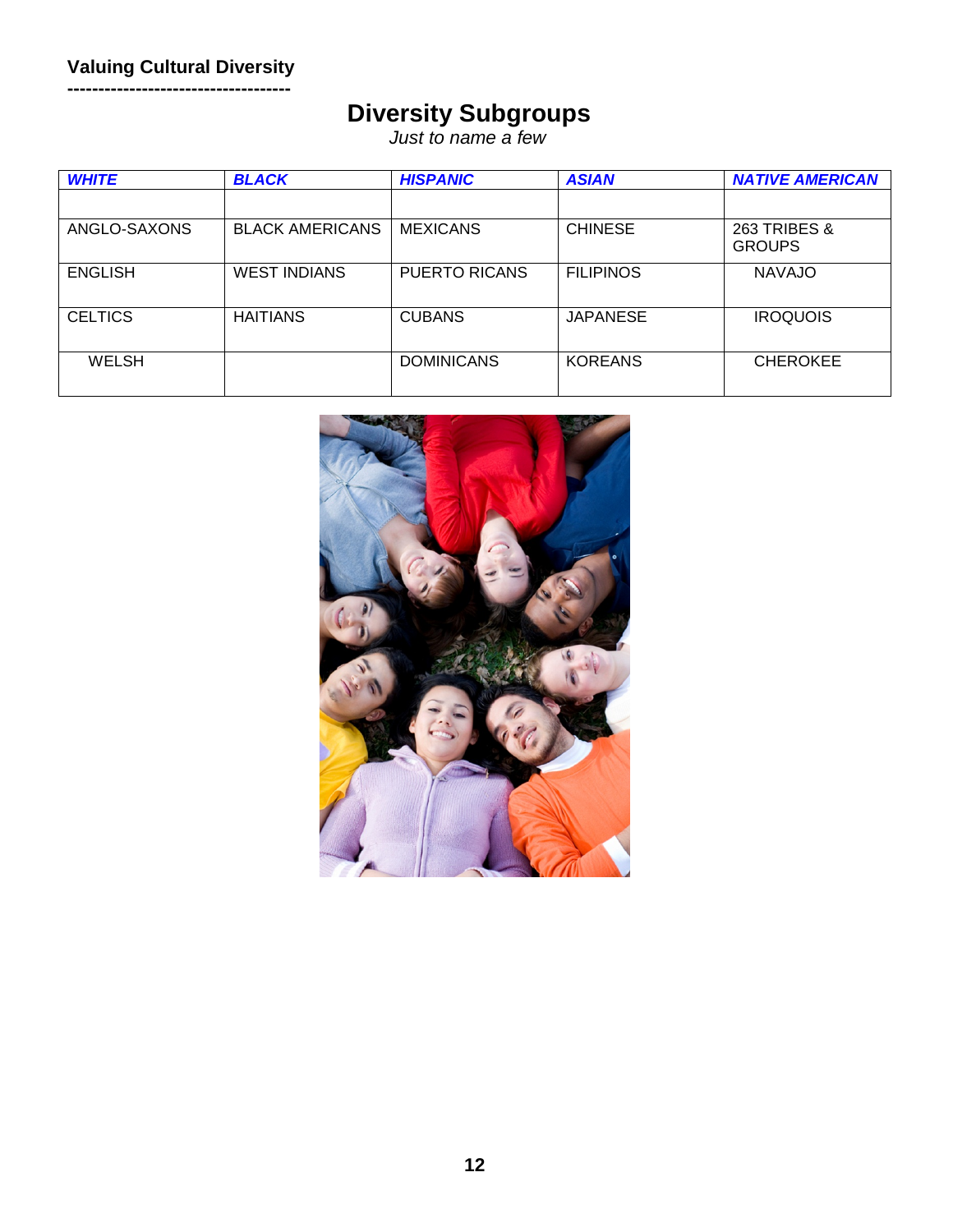**Valuing Cultural Diversity**

# Diversity Subgroups

*Just to name a few*

| ***WHITE*** | ***BLACK*** | ***HISPANIC*** | ***ASIAN*** | ***NATIVE AMERICAN*** |
|---|---|---|---|---|
| | | | | |
| ANGLO-SAXONS | BLACK AMERICANS | MEXICANS | CHINESE | 263 TRIBES & GROUPS |
| ENGLISH | WEST INDIANS | PUERTO RICANS | FILIPINOS | NAVAJO |
| CELTICS | HAITIANS | CUBANS | JAPANESE | IROQUOIS |
| WELSH | | DOMINICANS | KOREANS | CHEROKEE |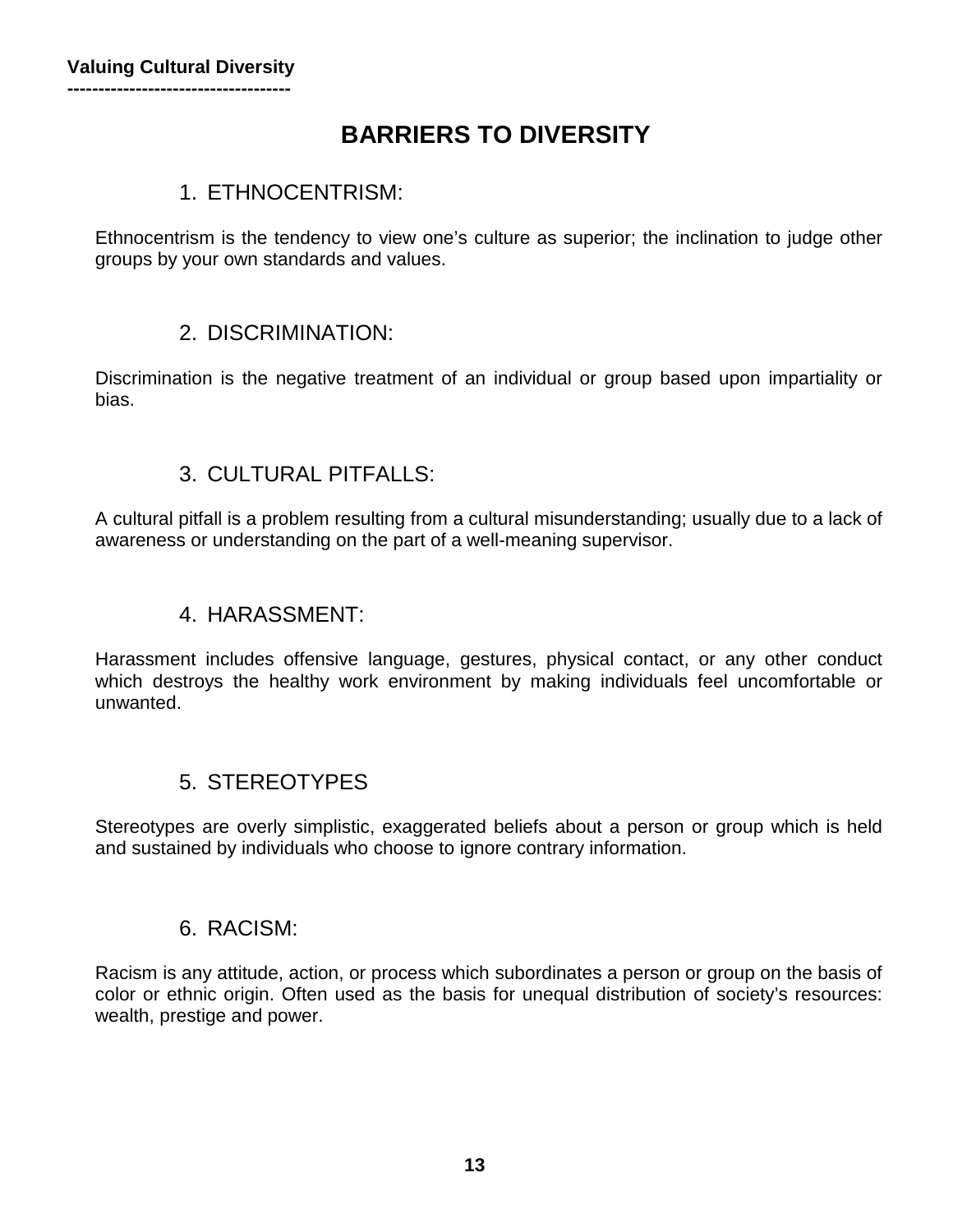# BARRIERS TO DIVERSITY

## 1. ETHNOCENTRISM:

Ethnocentrism is the tendency to view one's culture as superior; the inclination to judge other groups by your own standards and values.

## 2. DISCRIMINATION:

Discrimination is the negative treatment of an individual or group based upon impartiality or bias.

## 3. CULTURAL PITFALLS:

A cultural pitfall is a problem resulting from a cultural misunderstanding; usually due to a lack of awareness or understanding on the part of a well-meaning supervisor.

## 4. HARASSMENT:

Harassment includes offensive language, gestures, physical contact, or any other conduct which destroys the healthy work environment by making individuals feel uncomfortable or unwanted.

## 5. STEREOTYPES

Stereotypes are overly simplistic, exaggerated beliefs about a person or group which is held and sustained by individuals who choose to ignore contrary information.

## 6. RACISM:

Racism is any attitude, action, or process which subordinates a person or group on the basis of color or ethnic origin. Often used as the basis for unequal distribution of society's resources: wealth, prestige and power.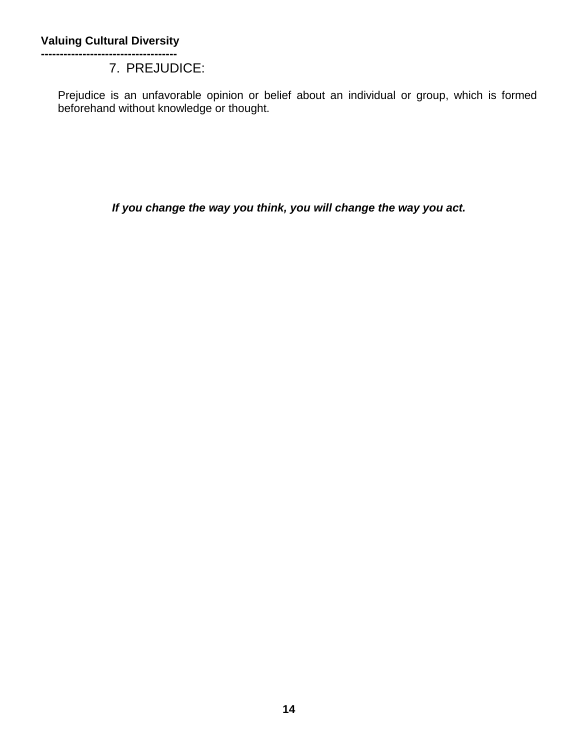## 7. PREJUDICE:

Prejudice is an unfavorable opinion or belief about an individual or group, which is formed beforehand without knowledge or thought.

***If you change the way you think, you will change the way you act.***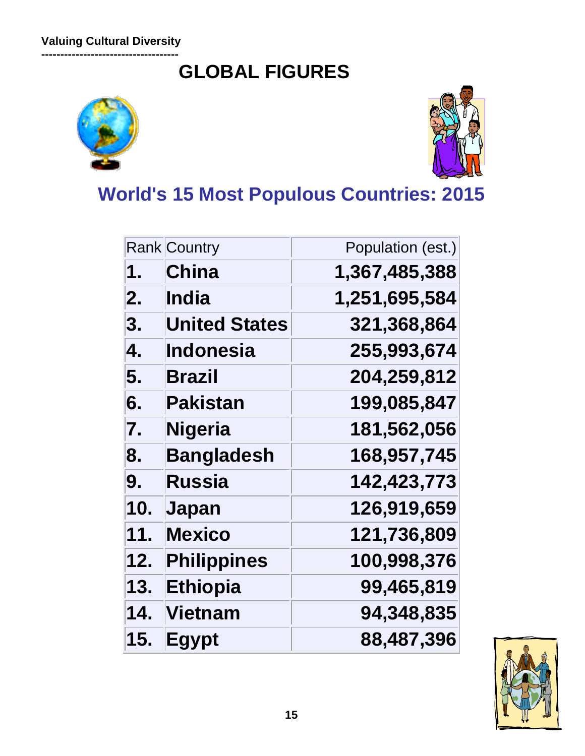# GLOBAL FIGURES

## World's 15 Most Populous Countries: 2015

| Rank | Country | Population (est.) |
|---|---|---|
| **1.** | **China** | **1,367,485,388** |
| **2.** | **India** | **1,251,695,584** |
| **3.** | **United States** | **321,368,864** |
| **4.** | **Indonesia** | **255,993,674** |
| **5.** | **Brazil** | **204,259,812** |
| **6.** | **Pakistan** | **199,085,847** |
| **7.** | **Nigeria** | **181,562,056** |
| **8.** | **Bangladesh** | **168,957,745** |
| **9.** | **Russia** | **142,423,773** |
| **10.** | **Japan** | **126,919,659** |
| **11.** | **Mexico** | **121,736,809** |
| **12.** | **Philippines** | **100,998,376** |
| **13.** | **Ethiopia** | **99,465,819** |
| **14.** | **Vietnam** | **94,348,835** |
| **15.** | **Egypt** | **88,487,396** |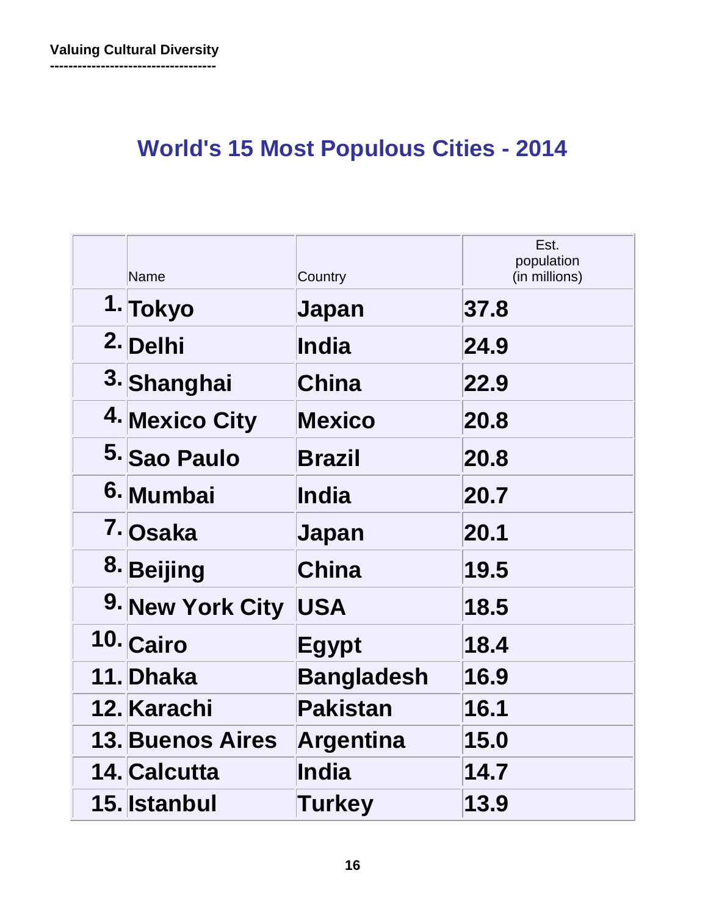## World's 15 Most Populous Cities - 2014

| | Name | Country | Est. population (in millions) |
|---|---|---|---|
| 1. | **Tokyo** | **Japan** | **37.8** |
| 2. | **Delhi** | **India** | **24.9** |
| 3. | **Shanghai** | **China** | **22.9** |
| 4. | **Mexico City** | **Mexico** | **20.8** |
| 5. | **Sao Paulo** | **Brazil** | **20.8** |
| 6. | **Mumbai** | **India** | **20.7** |
| 7. | **Osaka** | **Japan** | **20.1** |
| 8. | **Beijing** | **China** | **19.5** |
| 9. | **New York City** | **USA** | **18.5** |
| 10. | **Cairo** | **Egypt** | **18.4** |
| 11. | **Dhaka** | **Bangladesh** | **16.9** |
| 12. | **Karachi** | **Pakistan** | **16.1** |
| 13. | **Buenos Aires** | **Argentina** | **15.0** |
| 14. | **Calcutta** | **India** | **14.7** |
| 15. | **Istanbul** | **Turkey** | **13.9** |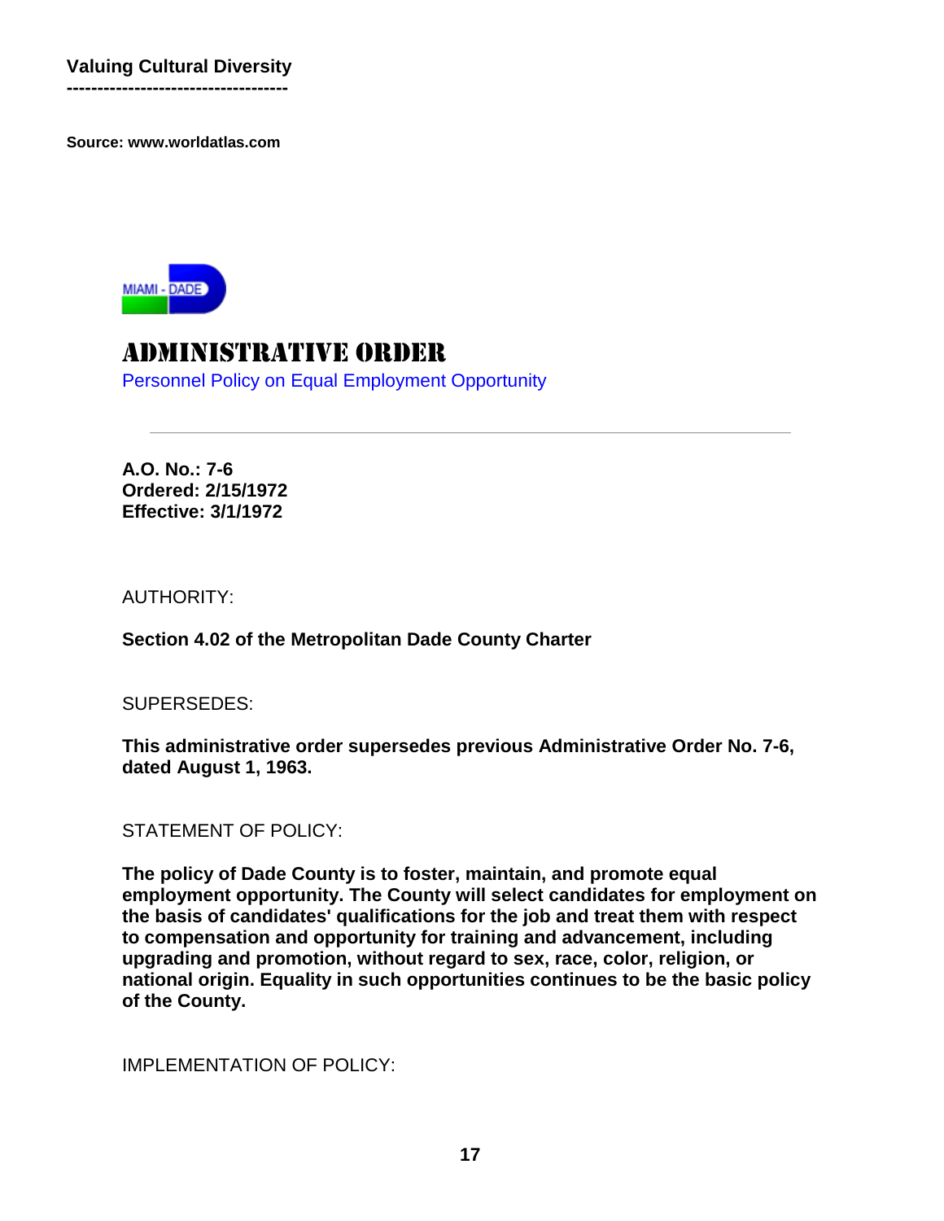**Valuing Cultural Diversity**

---

**Source: www.worldatlas.com**

# ADMINISTRATIVE ORDER

Personnel Policy on Equal Employment Opportunity

---

**A.O. No.: 7-6**
**Ordered: 2/15/1972**
**Effective: 3/1/1972**

AUTHORITY:

**Section 4.02 of the Metropolitan Dade County Charter**

SUPERSEDES:

**This administrative order supersedes previous Administrative Order No. 7-6, dated August 1, 1963.**

STATEMENT OF POLICY:

**The policy of Dade County is to foster, maintain, and promote equal employment opportunity. The County will select candidates for employment on the basis of candidates' qualifications for the job and treat them with respect to compensation and opportunity for training and advancement, including upgrading and promotion, without regard to sex, race, color, religion, or national origin. Equality in such opportunities continues to be the basic policy of the County.**

IMPLEMENTATION OF POLICY: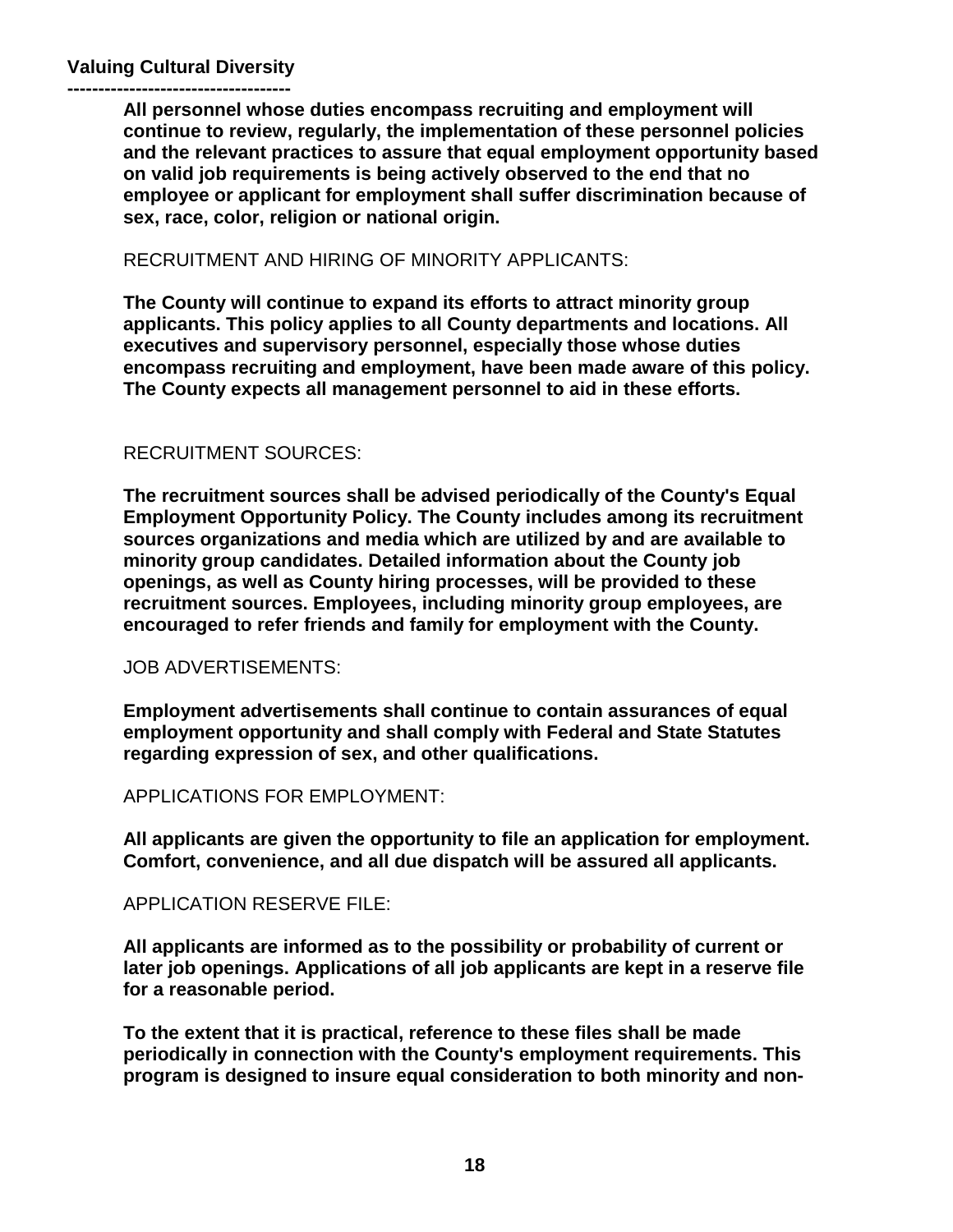**Valuing Cultural Diversity**
**-----------------------------------**

**All personnel whose duties encompass recruiting and employment will continue to review, regularly, the implementation of these personnel policies and the relevant practices to assure that equal employment opportunity based on valid job requirements is being actively observed to the end that no employee or applicant for employment shall suffer discrimination because of sex, race, color, religion or national origin.**

RECRUITMENT AND HIRING OF MINORITY APPLICANTS:

**The County will continue to expand its efforts to attract minority group applicants. This policy applies to all County departments and locations. All executives and supervisory personnel, especially those whose duties encompass recruiting and employment, have been made aware of this policy. The County expects all management personnel to aid in these efforts.**

RECRUITMENT SOURCES:

**The recruitment sources shall be advised periodically of the County's Equal Employment Opportunity Policy. The County includes among its recruitment sources organizations and media which are utilized by and are available to minority group candidates. Detailed information about the County job openings, as well as County hiring processes, will be provided to these recruitment sources. Employees, including minority group employees, are encouraged to refer friends and family for employment with the County.**

JOB ADVERTISEMENTS:

**Employment advertisements shall continue to contain assurances of equal employment opportunity and shall comply with Federal and State Statutes regarding expression of sex, and other qualifications.**

APPLICATIONS FOR EMPLOYMENT:

**All applicants are given the opportunity to file an application for employment. Comfort, convenience, and all due dispatch will be assured all applicants.**

APPLICATION RESERVE FILE:

**All applicants are informed as to the possibility or probability of current or later job openings. Applications of all job applicants are kept in a reserve file for a reasonable period.**

**To the extent that it is practical, reference to these files shall be made periodically in connection with the County's employment requirements. This program is designed to insure equal consideration to both minority and non-**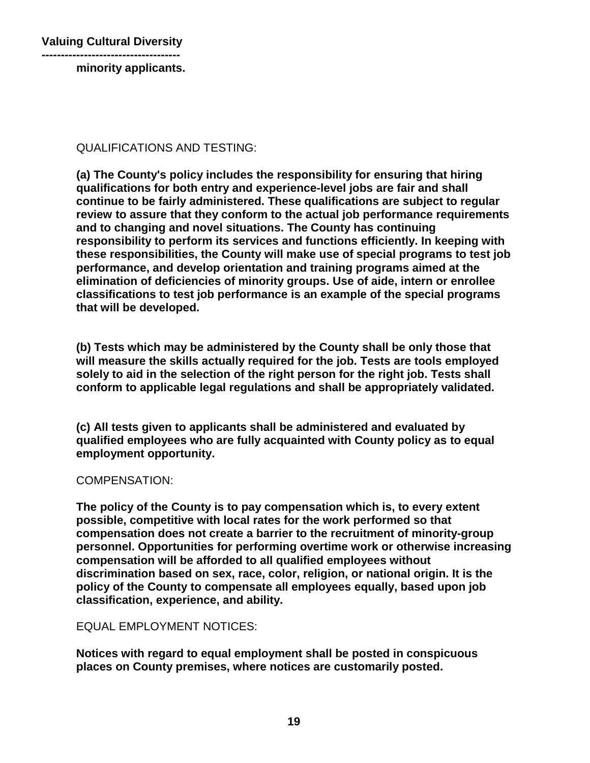**minority applicants.**

QUALIFICATIONS AND TESTING:

**(a) The County's policy includes the responsibility for ensuring that hiring qualifications for both entry and experience-level jobs are fair and shall continue to be fairly administered. These qualifications are subject to regular review to assure that they conform to the actual job performance requirements and to changing and novel situations. The County has continuing responsibility to perform its services and functions efficiently. In keeping with these responsibilities, the County will make use of special programs to test job performance, and develop orientation and training programs aimed at the elimination of deficiencies of minority groups. Use of aide, intern or enrollee classifications to test job performance is an example of the special programs that will be developed.**

**(b) Tests which may be administered by the County shall be only those that will measure the skills actually required for the job. Tests are tools employed solely to aid in the selection of the right person for the right job. Tests shall conform to applicable legal regulations and shall be appropriately validated.**

**(c) All tests given to applicants shall be administered and evaluated by qualified employees who are fully acquainted with County policy as to equal employment opportunity.**

COMPENSATION:

**The policy of the County is to pay compensation which is, to every extent possible, competitive with local rates for the work performed so that compensation does not create a barrier to the recruitment of minority-group personnel. Opportunities for performing overtime work or otherwise increasing compensation will be afforded to all qualified employees without discrimination based on sex, race, color, religion, or national origin. It is the policy of the County to compensate all employees equally, based upon job classification, experience, and ability.**

EQUAL EMPLOYMENT NOTICES:

**Notices with regard to equal employment shall be posted in conspicuous places on County premises, where notices are customarily posted.**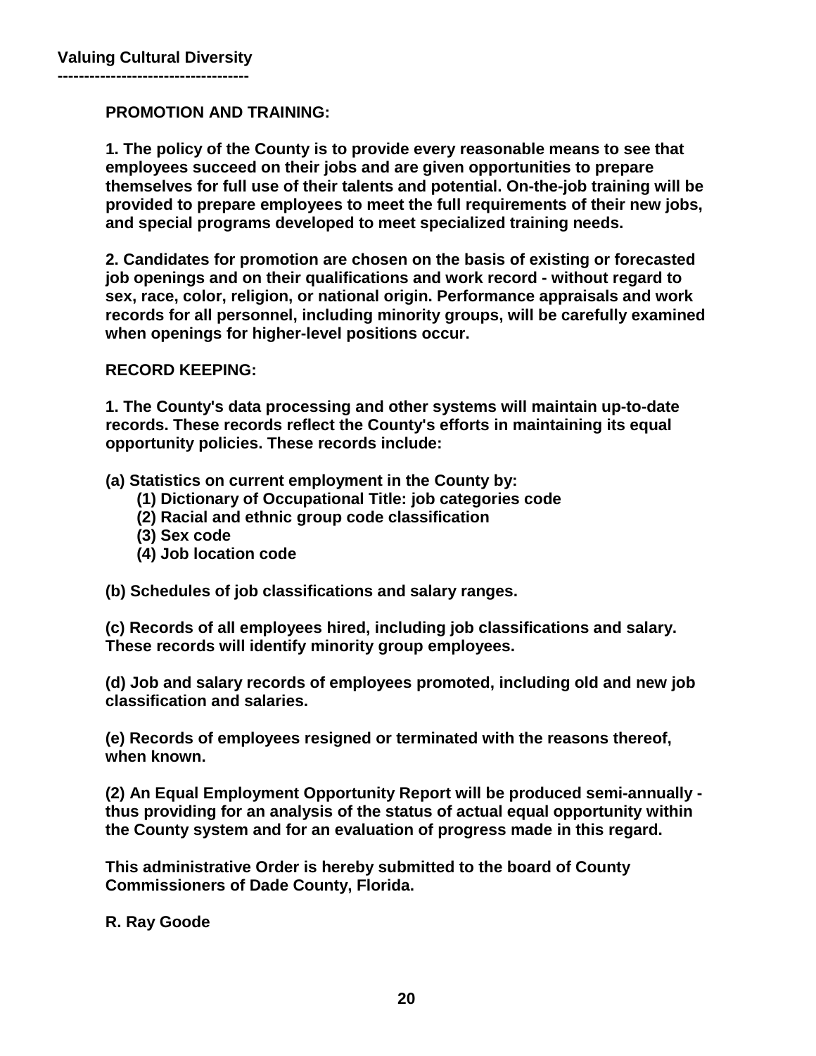**PROMOTION AND TRAINING:**

**1. The policy of the County is to provide every reasonable means to see that employees succeed on their jobs and are given opportunities to prepare themselves for full use of their talents and potential. On-the-job training will be provided to prepare employees to meet the full requirements of their new jobs, and special programs developed to meet specialized training needs.**

**2. Candidates for promotion are chosen on the basis of existing or forecasted job openings and on their qualifications and work record - without regard to sex, race, color, religion, or national origin. Performance appraisals and work records for all personnel, including minority groups, will be carefully examined when openings for higher-level positions occur.**

**RECORD KEEPING:**

**1. The County's data processing and other systems will maintain up-to-date records. These records reflect the County's efforts in maintaining its equal opportunity policies. These records include:**

**(a) Statistics on current employment in the County by:**

- **(1) Dictionary of Occupational Title: job categories code**
- **(2) Racial and ethnic group code classification**
- **(3) Sex code**
- **(4) Job location code**

**(b) Schedules of job classifications and salary ranges.**

**(c) Records of all employees hired, including job classifications and salary. These records will identify minority group employees.**

**(d) Job and salary records of employees promoted, including old and new job classification and salaries.**

**(e) Records of employees resigned or terminated with the reasons thereof, when known.**

**(2) An Equal Employment Opportunity Report will be produced semi-annually - thus providing for an analysis of the status of actual equal opportunity within the County system and for an evaluation of progress made in this regard.**

**This administrative Order is hereby submitted to the board of County Commissioners of Dade County, Florida.**

**R. Ray Goode**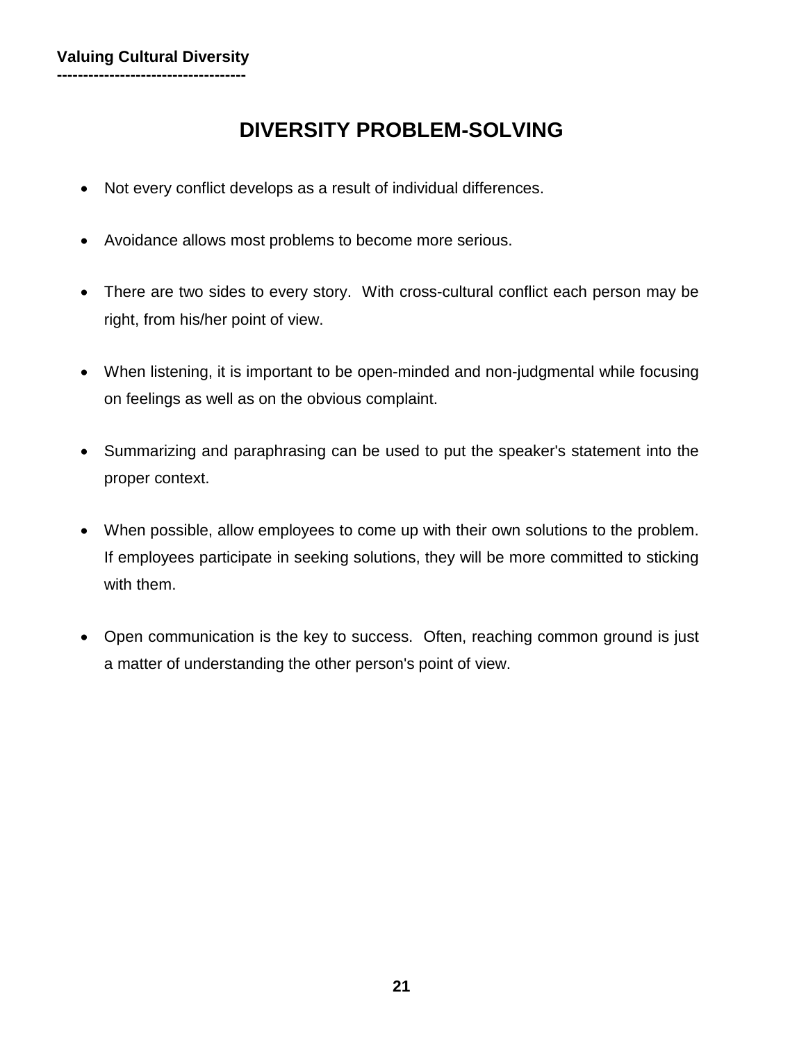# DIVERSITY PROBLEM-SOLVING

- Not every conflict develops as a result of individual differences.

- Avoidance allows most problems to become more serious.

- There are two sides to every story. With cross-cultural conflict each person may be right, from his/her point of view.

- When listening, it is important to be open-minded and non-judgmental while focusing on feelings as well as on the obvious complaint.

- Summarizing and paraphrasing can be used to put the speaker's statement into the proper context.

- When possible, allow employees to come up with their own solutions to the problem. If employees participate in seeking solutions, they will be more committed to sticking with them.

- Open communication is the key to success. Often, reaching common ground is just a matter of understanding the other person's point of view.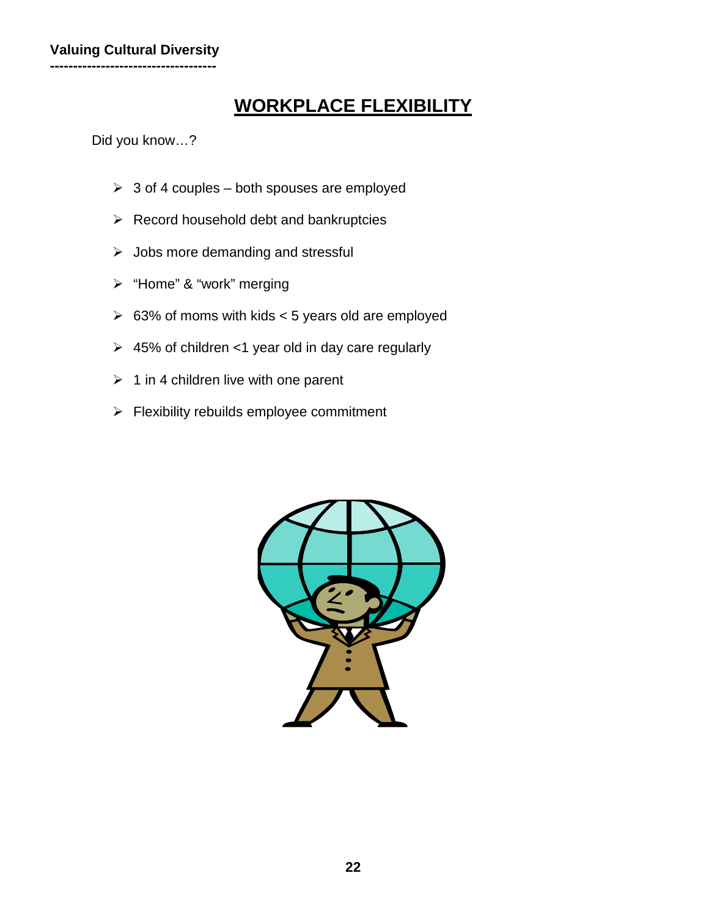## WORKPLACE FLEXIBILITY

Did you know…?

- 3 of 4 couples – both spouses are employed
- Record household debt and bankruptcies
- Jobs more demanding and stressful
- "Home" & "work" merging
- 63% of moms with kids < 5 years old are employed
- 45% of children <1 year old in day care regularly
- 1 in 4 children live with one parent
- Flexibility rebuilds employee commitment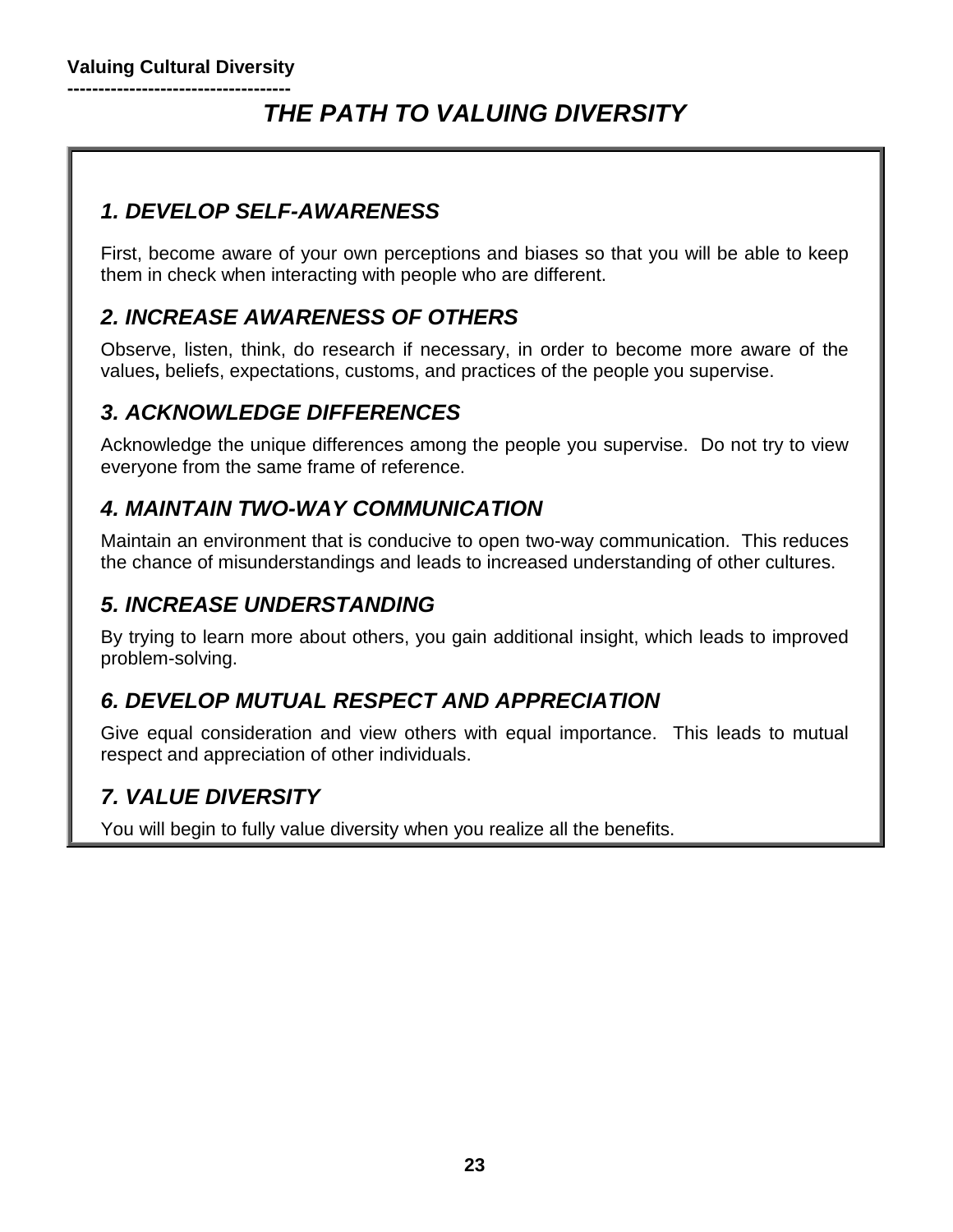# *THE PATH TO VALUING DIVERSITY*

### *1. DEVELOP SELF-AWARENESS*

First, become aware of your own perceptions and biases so that you will be able to keep them in check when interacting with people who are different.

### *2. INCREASE AWARENESS OF OTHERS*

Observe, listen, think, do research if necessary, in order to become more aware of the values, beliefs, expectations, customs, and practices of the people you supervise.

### *3. ACKNOWLEDGE DIFFERENCES*

Acknowledge the unique differences among the people you supervise. Do not try to view everyone from the same frame of reference.

### *4. MAINTAIN TWO-WAY COMMUNICATION*

Maintain an environment that is conducive to open two-way communication. This reduces the chance of misunderstandings and leads to increased understanding of other cultures.

### *5. INCREASE UNDERSTANDING*

By trying to learn more about others, you gain additional insight, which leads to improved problem-solving.

### *6. DEVELOP MUTUAL RESPECT AND APPRECIATION*

Give equal consideration and view others with equal importance. This leads to mutual respect and appreciation of other individuals.

### *7. VALUE DIVERSITY*

You will begin to fully value diversity when you realize all the benefits.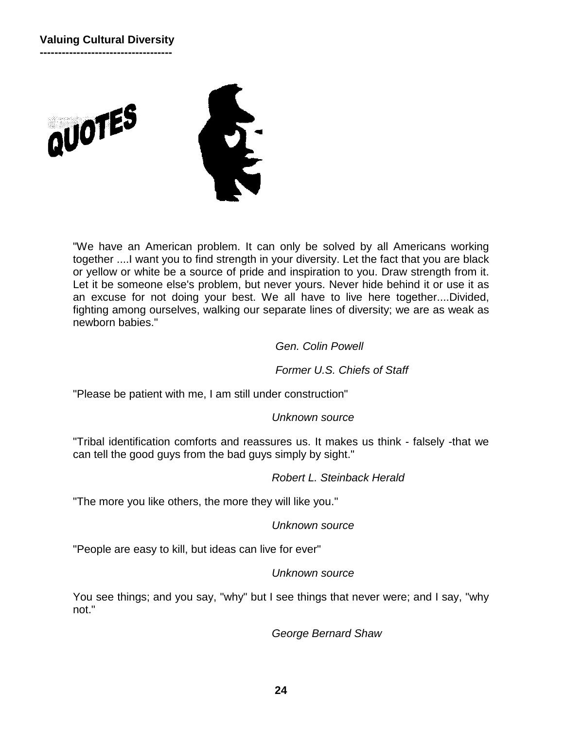# QUOTES

"We have an American problem. It can only be solved by all Americans working together ....I want you to find strength in your diversity. Let the fact that you are black or yellow or white be a source of pride and inspiration to you. Draw strength from it. Let it be someone else's problem, but never yours. Never hide behind it or use it as an excuse for not doing your best. We all have to live here together....Divided, fighting among ourselves, walking our separate lines of diversity; we are as weak as newborn babies."

*Gen. Colin Powell*

*Former U.S. Chiefs of Staff*

"Please be patient with me, I am still under construction"

*Unknown source*

"Tribal identification comforts and reassures us. It makes us think - falsely -that we can tell the good guys from the bad guys simply by sight."

*Robert L. Steinback Herald*

"The more you like others, the more they will like you."

*Unknown source*

"People are easy to kill, but ideas can live for ever"

*Unknown source*

You see things; and you say, "why" but I see things that never were; and I say, "why not."

*George Bernard Shaw*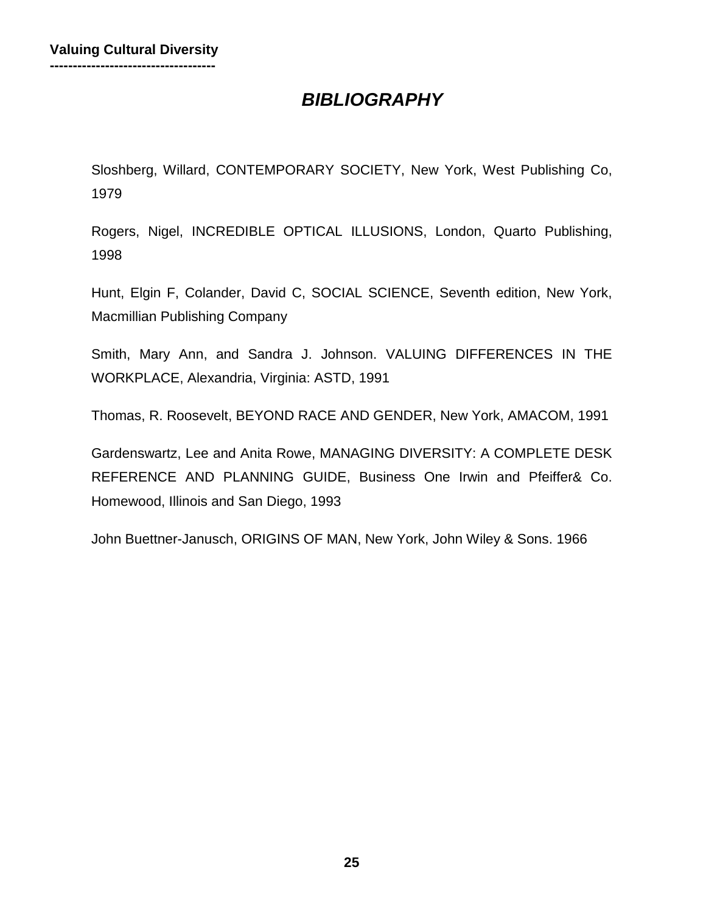# *BIBLIOGRAPHY*

Sloshberg, Willard, CONTEMPORARY SOCIETY, New York, West Publishing Co, 1979

Rogers, Nigel, INCREDIBLE OPTICAL ILLUSIONS, London, Quarto Publishing, 1998

Hunt, Elgin F, Colander, David C, SOCIAL SCIENCE, Seventh edition, New York, Macmillian Publishing Company

Smith, Mary Ann, and Sandra J. Johnson. VALUING DIFFERENCES IN THE WORKPLACE, Alexandria, Virginia: ASTD, 1991

Thomas, R. Roosevelt, BEYOND RACE AND GENDER, New York, AMACOM, 1991

Gardenswartz, Lee and Anita Rowe, MANAGING DIVERSITY: A COMPLETE DESK REFERENCE AND PLANNING GUIDE, Business One Irwin and Pfeiffer& Co. Homewood, Illinois and San Diego, 1993

John Buettner-Janusch, ORIGINS OF MAN, New York, John Wiley & Sons. 1966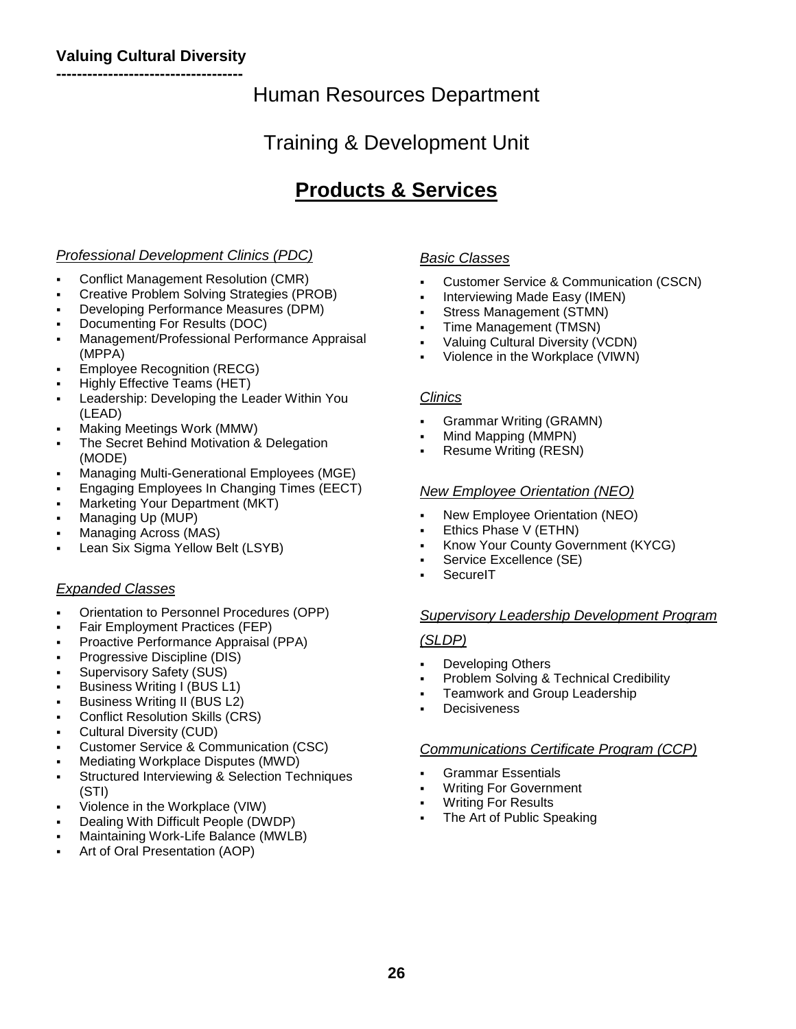# Human Resources Department

## Training & Development Unit

## **Products & Services**

*Professional Development Clinics (PDC)*

- Conflict Management Resolution (CMR)
- Creative Problem Solving Strategies (PROB)
- Developing Performance Measures (DPM)
- Documenting For Results (DOC)
- Management/Professional Performance Appraisal (MPPA)
- Employee Recognition (RECG)
- Highly Effective Teams (HET)
- Leadership: Developing the Leader Within You (LEAD)
- Making Meetings Work (MMW)
- The Secret Behind Motivation & Delegation (MODE)
- Managing Multi-Generational Employees (MGE)
- Engaging Employees In Changing Times (EECT)
- Marketing Your Department (MKT)
- Managing Up (MUP)
- Managing Across (MAS)
- Lean Six Sigma Yellow Belt (LSYB)

*Expanded Classes*

- Orientation to Personnel Procedures (OPP)
- Fair Employment Practices (FEP)
- Proactive Performance Appraisal (PPA)
- Progressive Discipline (DIS)
- Supervisory Safety (SUS)
- Business Writing I (BUS L1)
- Business Writing II (BUS L2)
- Conflict Resolution Skills (CRS)
- Cultural Diversity (CUD)
- Customer Service & Communication (CSC)
- Mediating Workplace Disputes (MWD)
- Structured Interviewing & Selection Techniques (STI)
- Violence in the Workplace (VIW)
- Dealing With Difficult People (DWDP)
- Maintaining Work-Life Balance (MWLB)
- Art of Oral Presentation (AOP)

*Basic Classes*

- Customer Service & Communication (CSCN)
- Interviewing Made Easy (IMEN)
- Stress Management (STMN)
- Time Management (TMSN)
- Valuing Cultural Diversity (VCDN)
- Violence in the Workplace (VIWN)

*Clinics*

- Grammar Writing (GRAMN)
- Mind Mapping (MMPN)
- Resume Writing (RESN)

*New Employee Orientation (NEO)*

- New Employee Orientation (NEO)
- Ethics Phase V (ETHN)
- Know Your County Government (KYCG)
- Service Excellence (SE)
- SecureIT

*Supervisory Leadership Development Program (SLDP)*

- Developing Others
- Problem Solving & Technical Credibility
- Teamwork and Group Leadership
- Decisiveness

*Communications Certificate Program (CCP)*

- Grammar Essentials
- Writing For Government
- Writing For Results
- The Art of Public Speaking